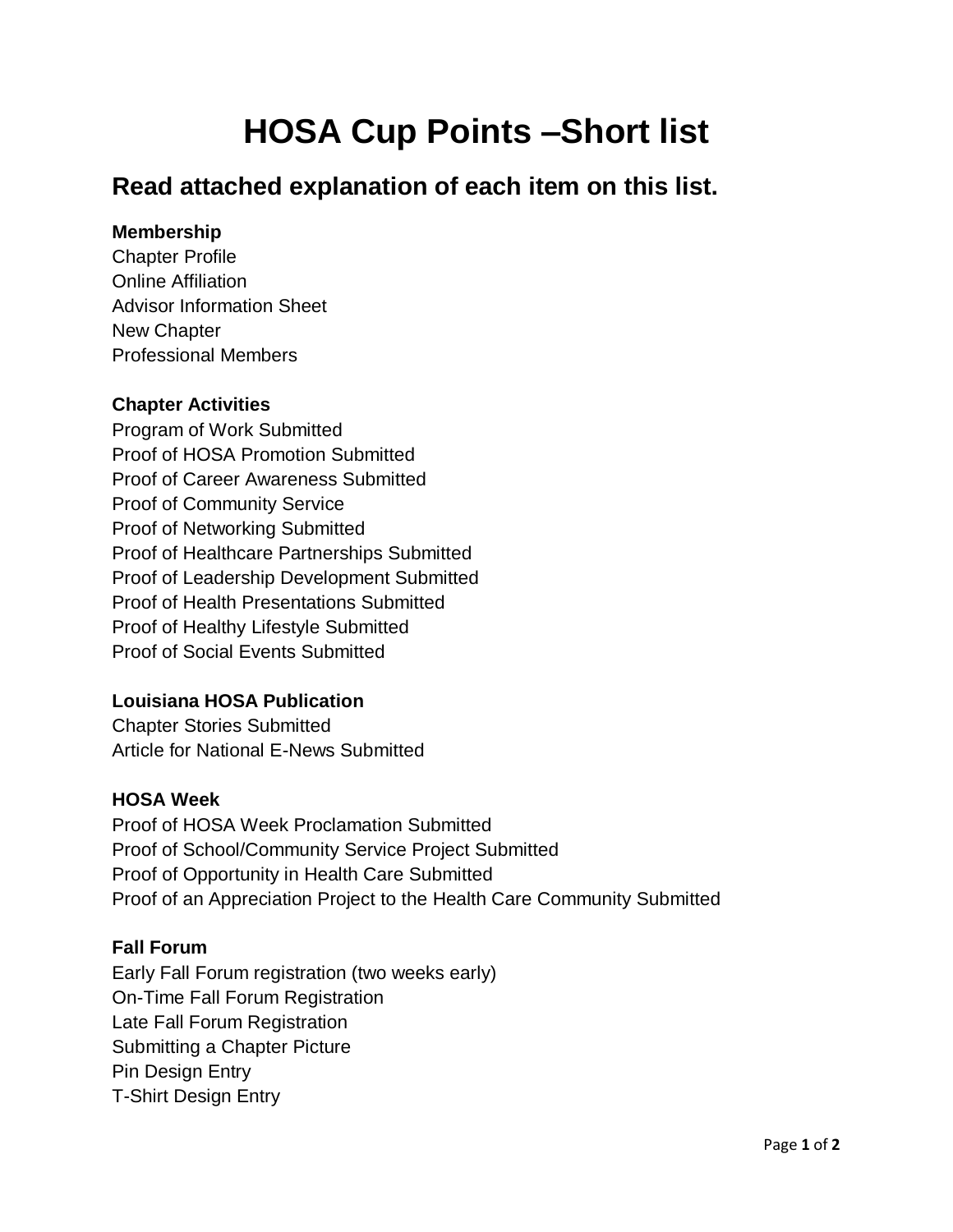# HOSA Cup Points –Short list

## Read attached explanation of each item on this list.

**Membership**

Chapter Profile
Online Affiliation
Advisor Information Sheet
New Chapter
Professional Members

**Chapter Activities**

Program of Work Submitted
Proof of HOSA Promotion Submitted
Proof of Career Awareness Submitted
Proof of Community Service
Proof of Networking Submitted
Proof of Healthcare Partnerships Submitted
Proof of Leadership Development Submitted
Proof of Health Presentations Submitted
Proof of Healthy Lifestyle Submitted
Proof of Social Events Submitted

**Louisiana HOSA Publication**

Chapter Stories Submitted
Article for National E-News Submitted

**HOSA Week**

Proof of HOSA Week Proclamation Submitted
Proof of School/Community Service Project Submitted
Proof of Opportunity in Health Care Submitted
Proof of an Appreciation Project to the Health Care Community Submitted

**Fall Forum**

Early Fall Forum registration (two weeks early)
On-Time Fall Forum Registration
Late Fall Forum Registration
Submitting a Chapter Picture
Pin Design Entry
T-Shirt Design Entry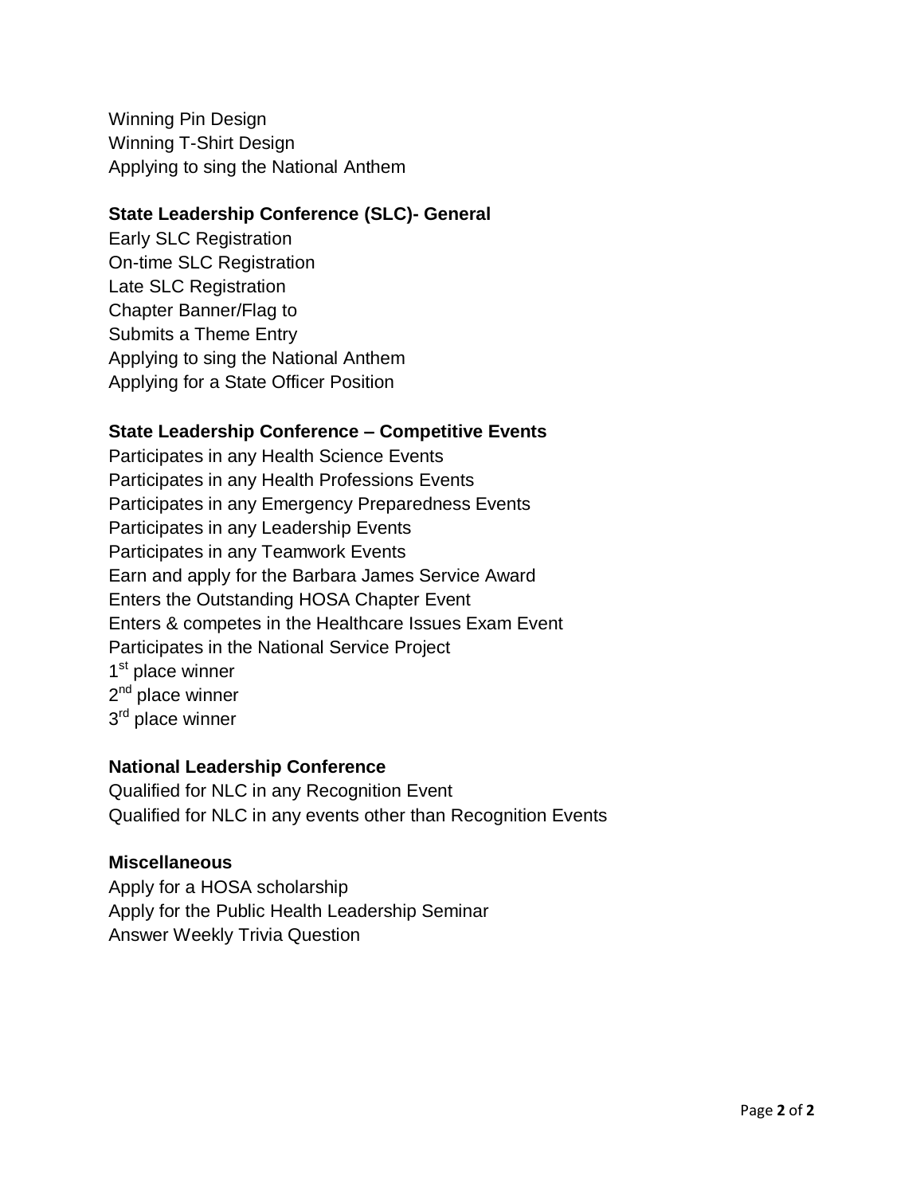Winning Pin Design
Winning T-Shirt Design
Applying to sing the National Anthem

**State Leadership Conference (SLC)- General**

Early SLC Registration
On-time SLC Registration
Late SLC Registration
Chapter Banner/Flag to
Submits a Theme Entry
Applying to sing the National Anthem
Applying for a State Officer Position

**State Leadership Conference – Competitive Events**

Participates in any Health Science Events
Participates in any Health Professions Events
Participates in any Emergency Preparedness Events
Participates in any Leadership Events
Participates in any Teamwork Events
Earn and apply for the Barbara James Service Award
Enters the Outstanding HOSA Chapter Event
Enters & competes in the Healthcare Issues Exam Event
Participates in the National Service Project
1st place winner
2nd place winner
3rd place winner

**National Leadership Conference**

Qualified for NLC in any Recognition Event
Qualified for NLC in any events other than Recognition Events

**Miscellaneous**

Apply for a HOSA scholarship
Apply for the Public Health Leadership Seminar
Answer Weekly Trivia Question